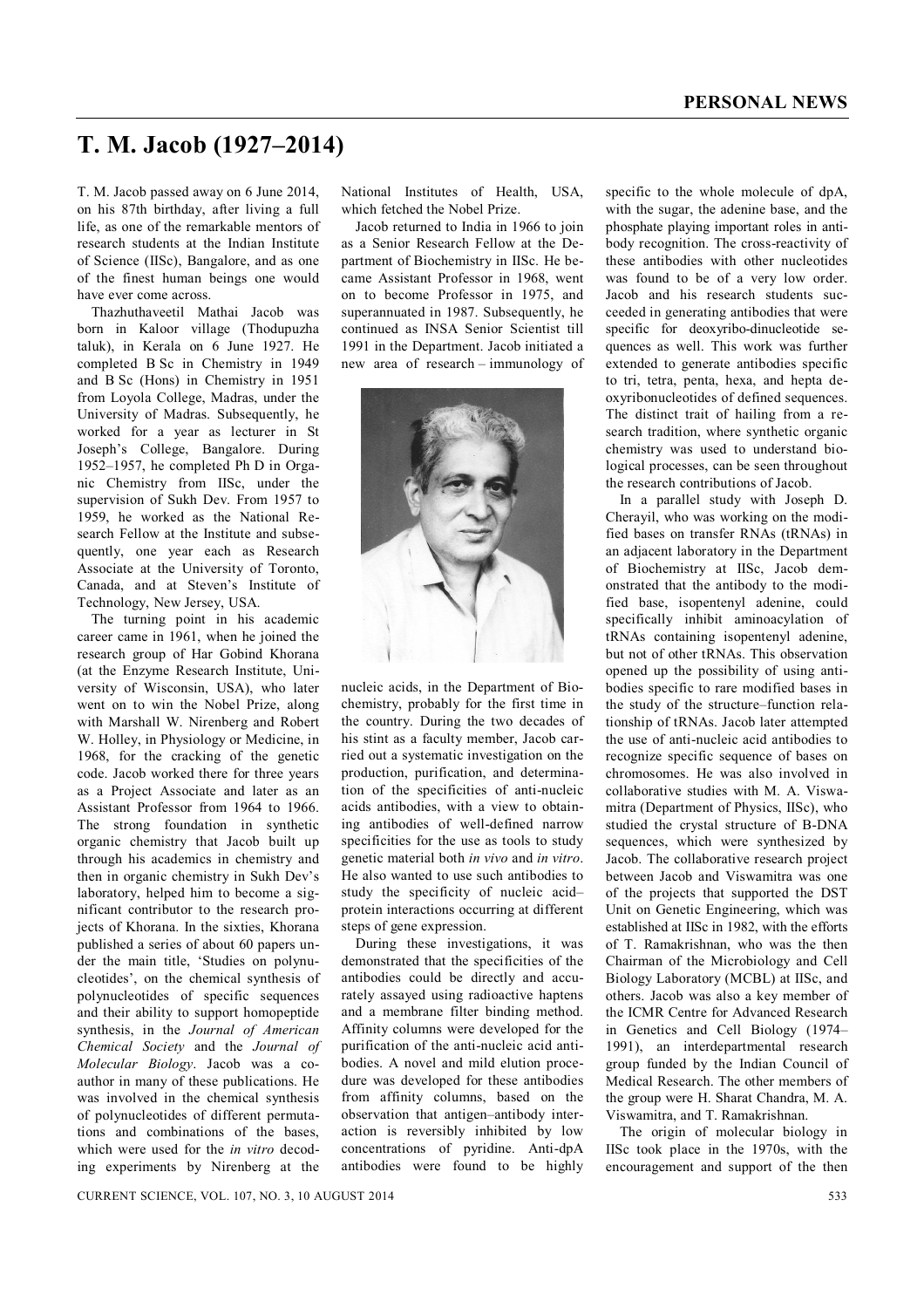# T. M. Jacob (1927–2014)

T. M. Jacob passed away on 6 June 2014, on his 87th birthday, after living a full life, as one of the remarkable mentors of research students at the Indian Institute of Science (IISc), Bangalore, and as one of the finest human beings one would have ever come across.

Thazhuthaveetil Mathai Jacob was born in Kaloor village (Thodupuzha taluk), in Kerala on 6 June 1927. He completed B Sc in Chemistry in 1949 and B Sc (Hons) in Chemistry in 1951 from Loyola College, Madras, under the University of Madras. Subsequently, he worked for a year as lecturer in St Joseph's College, Bangalore. During 1952–1957, he completed Ph D in Organic Chemistry from IISc, under the supervision of Sukh Dev. From 1957 to 1959, he worked as the National Research Fellow at the Institute and subsequently, one year each as Research Associate at the University of Toronto, Canada, and at Steven's Institute of Technology, New Jersey, USA.

The turning point in his academic career came in 1961, when he joined the research group of Har Gobind Khorana (at the Enzyme Research Institute, University of Wisconsin, USA), who later went on to win the Nobel Prize, along with Marshall W. Nirenberg and Robert W. Holley, in Physiology or Medicine, in 1968, for the cracking of the genetic code. Jacob worked there for three years as a Project Associate and later as an Assistant Professor from 1964 to 1966. The strong foundation in synthetic organic chemistry that Jacob built up through his academics in chemistry and then in organic chemistry in Sukh Dev's laboratory, helped him to become a significant contributor to the research projects of Khorana. In the sixties, Khorana published a series of about 60 papers under the main title, 'Studies on polynucleotides', on the chemical synthesis of polynucleotides of specific sequences and their ability to support homopeptide synthesis, in the *Journal of American Chemical Society* and the *Journal of Molecular Biology*. Jacob was a co-author in many of these publications. He was involved in the chemical synthesis of polynucleotides of different permutations and combinations of the bases, which were used for the *in vitro* decoding experiments by Nirenberg at the National Institutes of Health, USA, which fetched the Nobel Prize.

Jacob returned to India in 1966 to join as a Senior Research Fellow at the Department of Biochemistry in IISc. He became Assistant Professor in 1968, went on to become Professor in 1975, and superannuated in 1987. Subsequently, he continued as INSA Senior Scientist till 1991 in the Department. Jacob initiated a new area of research – immunology of nucleic acids, in the Department of Biochemistry, probably for the first time in the country. During the two decades of his stint as a faculty member, Jacob carried out a systematic investigation on the production, purification, and determination of the specificities of anti-nucleic acids antibodies, with a view to obtaining antibodies of well-defined narrow specificities for the use as tools to study genetic material both *in vivo* and *in vitro*. He also wanted to use such antibodies to study the specificity of nucleic acid–protein interactions occurring at different steps of gene expression.

During these investigations, it was demonstrated that the specificities of the antibodies could be directly and accurately assayed using radioactive haptens and a membrane filter binding method. Affinity columns were developed for the purification of the anti-nucleic acid antibodies. A novel and mild elution procedure was developed for these antibodies from affinity columns, based on the observation that antigen–antibody interaction is reversibly inhibited by low concentrations of pyridine. Anti-dpA antibodies were found to be highly specific to the whole molecule of dpA, with the sugar, the adenine base, and the phosphate playing important roles in antibody recognition. The cross-reactivity of these antibodies with other nucleotides was found to be of a very low order. Jacob and his research students succeeded in generating antibodies that were specific for deoxyribo-dinucleotide sequences as well. This work was further extended to generate antibodies specific to tri, tetra, penta, hexa, and hepta deoxyribonucleotides of defined sequences. The distinct trait of hailing from a research tradition, where synthetic organic chemistry was used to understand biological processes, can be seen throughout the research contributions of Jacob.

In a parallel study with Joseph D. Cherayil, who was working on the modified bases on transfer RNAs (tRNAs) in an adjacent laboratory in the Department of Biochemistry at IISc, Jacob demonstrated that the antibody to the modified base, isopentenyl adenine, could specifically inhibit aminoacylation of tRNAs containing isopentenyl adenine, but not of other tRNAs. This observation opened up the possibility of using antibodies specific to rare modified bases in the study of the structure–function relationship of tRNAs. Jacob later attempted the use of anti-nucleic acid antibodies to recognize specific sequence of bases on chromosomes. He was also involved in collaborative studies with M. A. Viswamitra (Department of Physics, IISc), who studied the crystal structure of B-DNA sequences, which were synthesized by Jacob. The collaborative research project between Jacob and Viswamitra was one of the projects that supported the DST Unit on Genetic Engineering, which was established at IISc in 1982, with the efforts of T. Ramakrishnan, who was the then Chairman of the Microbiology and Cell Biology Laboratory (MCBL) at IISc, and others. Jacob was also a key member of the ICMR Centre for Advanced Research in Genetics and Cell Biology (1974–1991), an interdepartmental research group funded by the Indian Council of Medical Research. The other members of the group were H. Sharat Chandra, M. A. Viswamitra, and T. Ramakrishnan.

The origin of molecular biology in IISc took place in the 1970s, with the encouragement and support of the then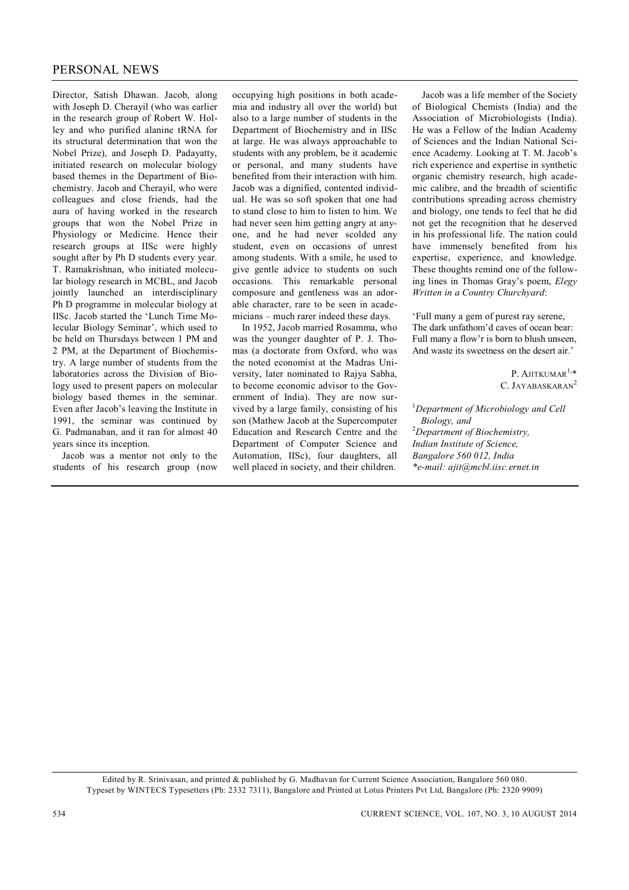Director, Satish Dhawan. Jacob, along with Joseph D. Cherayil (who was earlier in the research group of Robert W. Holley and who purified alanine tRNA for its structural determination that won the Nobel Prize), and Joseph D. Padayatty, initiated research on molecular biology based themes in the Department of Biochemistry. Jacob and Cherayil, who were colleagues and close friends, had the aura of having worked in the research groups that won the Nobel Prize in Physiology or Medicine. Hence their research groups at IISc were highly sought after by Ph D students every year. T. Ramakrishnan, who initiated molecular biology research in MCBL, and Jacob jointly launched an interdisciplinary Ph D programme in molecular biology at IISc. Jacob started the 'Lunch Time Molecular Biology Seminar', which used to be held on Thursdays between 1 PM and 2 PM, at the Department of Biochemistry. A large number of students from the laboratories across the Division of Biology used to present papers on molecular biology based themes in the seminar. Even after Jacob's leaving the Institute in 1991, the seminar was continued by G. Padmanaban, and it ran for almost 40 years since its inception.

Jacob was a mentor not only to the students of his research group (now occupying high positions in both academia and industry all over the world) but also to a large number of students in the Department of Biochemistry and in IISc at large. He was always approachable to students with any problem, be it academic or personal, and many students have benefited from their interaction with him. Jacob was a dignified, contented individual. He was so soft spoken that one had to stand close to him to listen to him. We had never seen him getting angry at anyone, and he had never scolded any student, even on occasions of unrest among students. With a smile, he used to give gentle advice to students on such occasions. This remarkable personal composure and gentleness was an adorable character, rare to be seen in academicians – much rarer indeed these days.

In 1952, Jacob married Rosamma, who was the younger daughter of P. J. Thomas (a doctorate from Oxford, who was the noted economist at the Madras University, later nominated to Rajya Sabha, to become economic advisor to the Government of India). They are now survived by a large family, consisting of his son (Mathew Jacob at the Supercomputer Education and Research Centre and the Department of Computer Science and Automation, IISc), four daughters, all well placed in society, and their children.

Jacob was a life member of the Society of Biological Chemists (India) and the Association of Microbiologists (India). He was a Fellow of the Indian Academy of Sciences and the Indian National Science Academy. Looking at T. M. Jacob's rich experience and expertise in synthetic organic chemistry research, high academic calibre, and the breadth of scientific contributions spreading across chemistry and biology, one tends to feel that he did not get the recognition that he deserved in his professional life. The nation could have immensely benefited from his expertise, experience, and knowledge. These thoughts remind one of the following lines in Thomas Gray's poem, *Elegy Written in a Country Churchyard*:

'Full many a gem of purest ray serene,
The dark unfathom'd caves of ocean bear:
Full many a flow'r is born to blush unseen,
And waste its sweetness on the desert air.'

P. AJITKUMAR[1,*]
C. JAYABASKARAN[2]

[1]*Department of Microbiology and Cell Biology, and*
[2]*Department of Biochemistry, Indian Institute of Science, Bangalore 560 012, India*
*\*e-mail: ajit@mcbl.iisc.ernet.in*

Edited by R. Srinivasan, and printed & published by G. Madhavan for Current Science Association, Bangalore 560 080.
Typeset by WINTECS Typesetters (Ph: 2332 7311), Bangalore and Printed at Lotus Printers Pvt Ltd, Bangalore (Ph: 2320 9909)